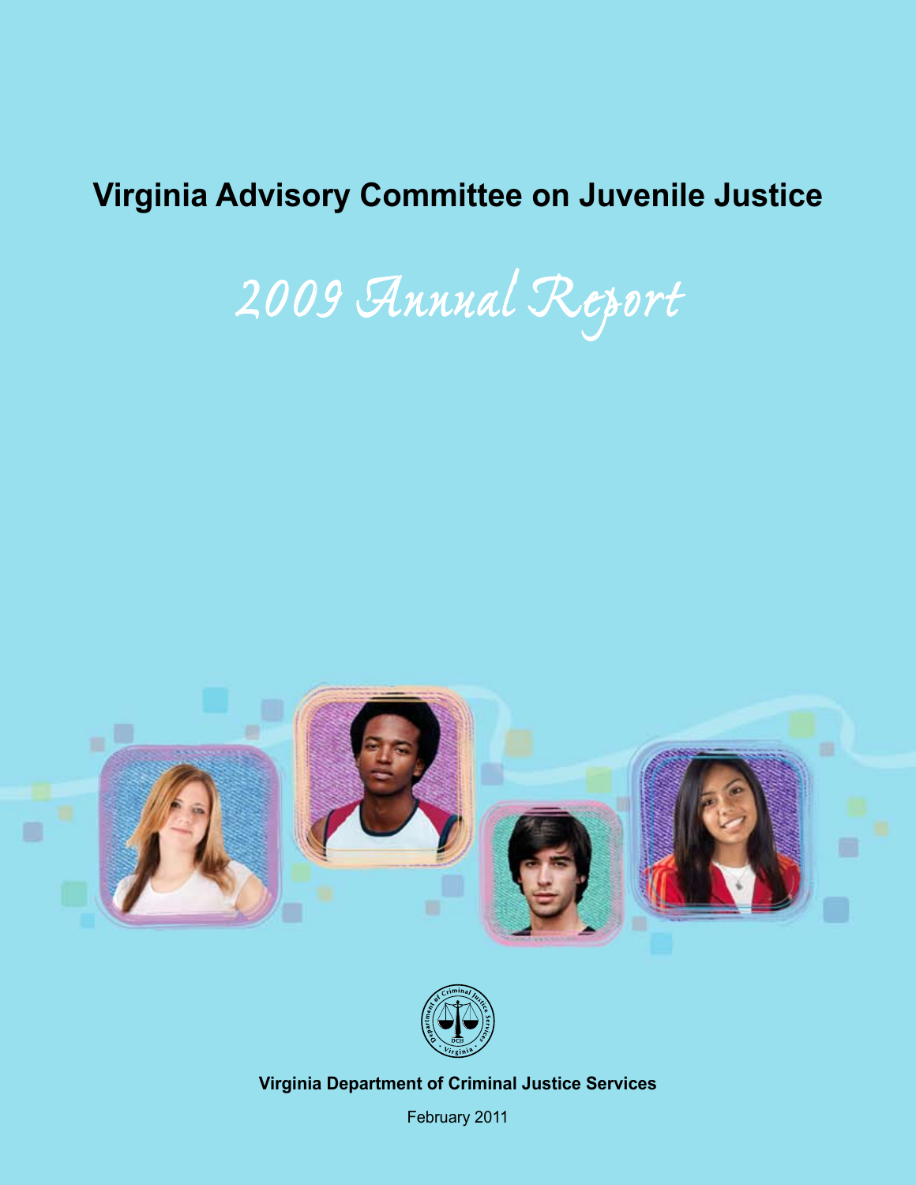# Virginia Advisory Committee on Juvenile Justice

## 2009 Annual Report

**Virginia Department of Criminal Justice Services**

February 2011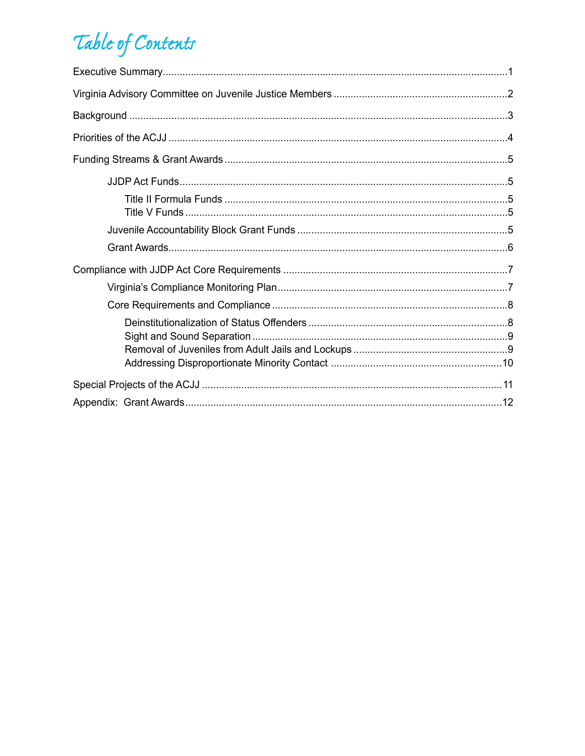# Table of Contents

Executive Summary ........................................................ 1

Virginia Advisory Committee on Juvenile Justice Members ........................................................ 2

Background ........................................................ 3

Priorities of the ACJJ ........................................................ 4

Funding Streams & Grant Awards ........................................................ 5

- JJDP Act Funds ........................................................ 5
  - Title II Formula Funds ........................................................ 5
  - Title V Funds ........................................................ 5
- Juvenile Accountability Block Grant Funds ........................................................ 5
- Grant Awards ........................................................ 6

Compliance with JJDP Act Core Requirements ........................................................ 7

- Virginia's Compliance Monitoring Plan ........................................................ 7
- Core Requirements and Compliance ........................................................ 8
  - Deinstitutionalization of Status Offenders ........................................................ 8
  - Sight and Sound Separation ........................................................ 9
  - Removal of Juveniles from Adult Jails and Lockups ........................................................ 9
  - Addressing Disproportionate Minority Contact ........................................................ 10

Special Projects of the ACJJ ........................................................ 11

Appendix: Grant Awards ........................................................ 12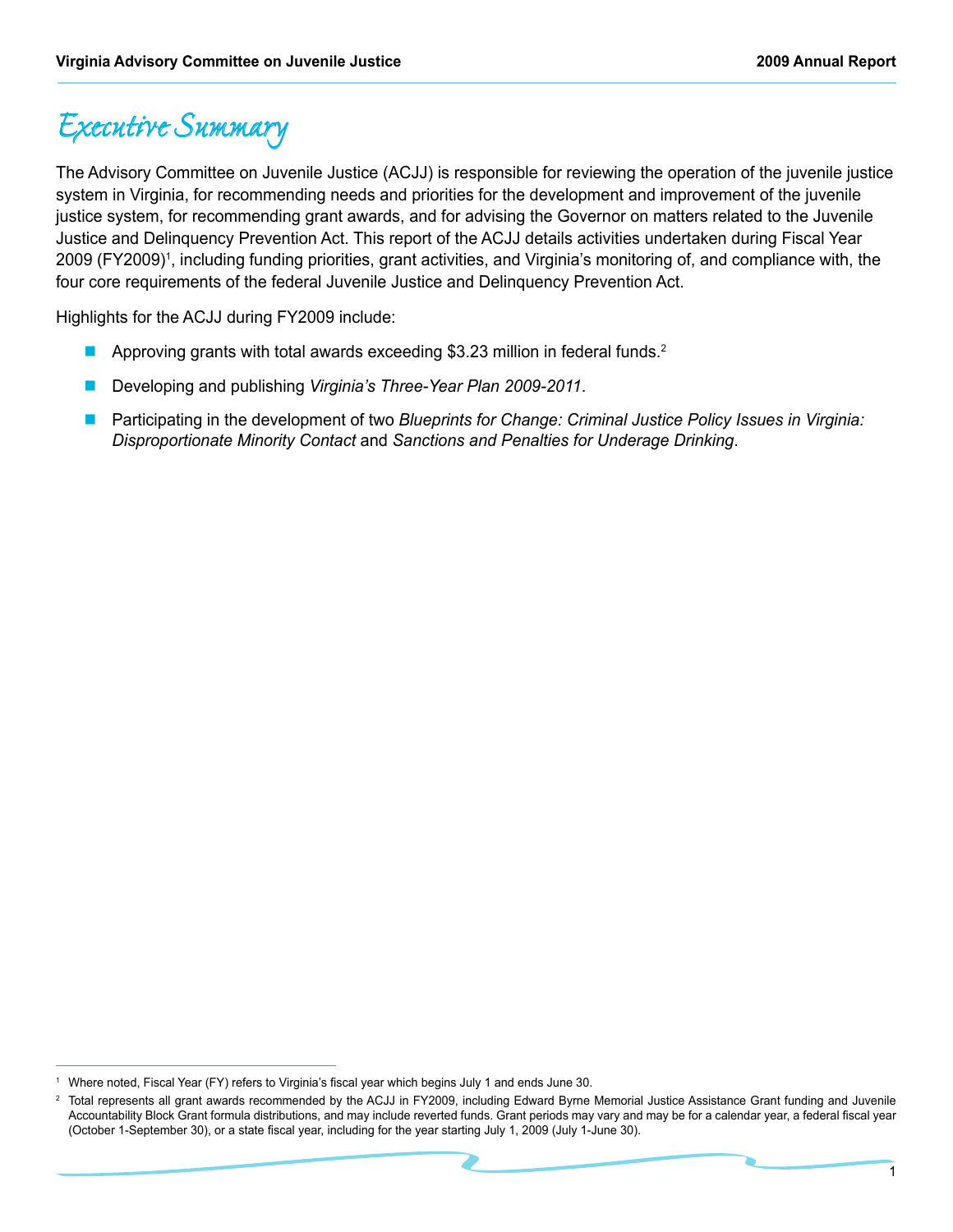# Executive Summary

The Advisory Committee on Juvenile Justice (ACJJ) is responsible for reviewing the operation of the juvenile justice system in Virginia, for recommending needs and priorities for the development and improvement of the juvenile justice system, for recommending grant awards, and for advising the Governor on matters related to the Juvenile Justice and Delinquency Prevention Act. This report of the ACJJ details activities undertaken during Fiscal Year 2009 (FY2009)[1], including funding priorities, grant activities, and Virginia's monitoring of, and compliance with, the four core requirements of the federal Juvenile Justice and Delinquency Prevention Act.

Highlights for the ACJJ during FY2009 include:

- Approving grants with total awards exceeding $3.23 million in federal funds.[2]
- Developing and publishing *Virginia's Three-Year Plan 2009-2011*.
- Participating in the development of two *Blueprints for Change: Criminal Justice Policy Issues in Virginia: Disproportionate Minority Contact* and *Sanctions and Penalties for Underage Drinking*.

---

[1] Where noted, Fiscal Year (FY) refers to Virginia's fiscal year which begins July 1 and ends June 30.

[2] Total represents all grant awards recommended by the ACJJ in FY2009, including Edward Byrne Memorial Justice Assistance Grant funding and Juvenile Accountability Block Grant formula distributions, and may include reverted funds. Grant periods may vary and may be for a calendar year, a federal fiscal year (October 1-September 30), or a state fiscal year, including for the year starting July 1, 2009 (July 1-June 30).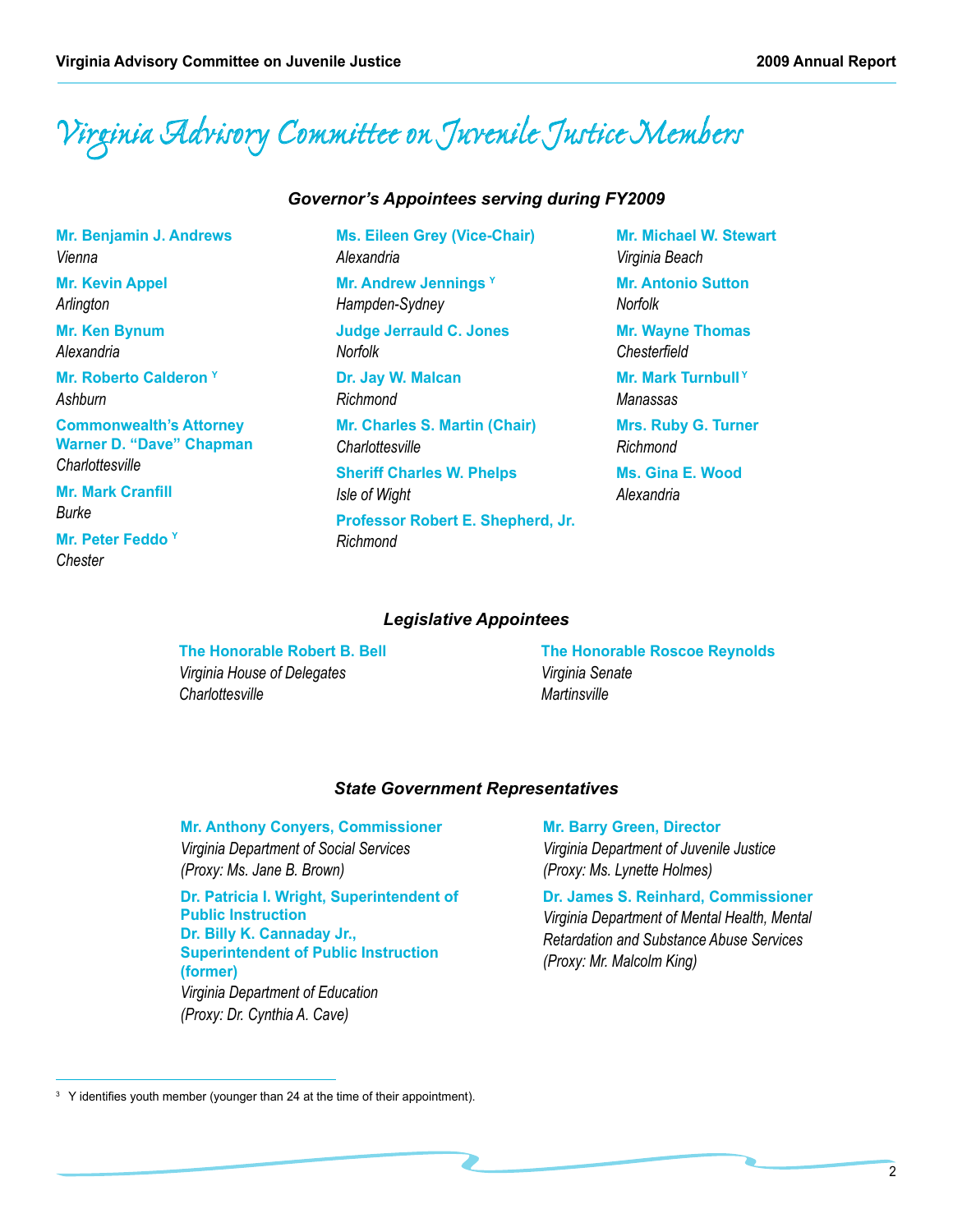# Virginia Advisory Committee on Juvenile Justice Members

### *Governor's Appointees serving during FY2009*

**Mr. Benjamin J. Andrews**
*Vienna*

**Mr. Kevin Appel**
*Arlington*

**Mr. Ken Bynum**
*Alexandria*

**Mr. Roberto Calderon** [Y]
*Ashburn*

**Commonwealth's Attorney Warner D. "Dave" Chapman**
*Charlottesville*

**Mr. Mark Cranfill**
*Burke*

**Mr. Peter Feddo** [Y]
*Chester*

**Ms. Eileen Grey (Vice-Chair)**
*Alexandria*

**Mr. Andrew Jennings** [Y]
*Hampden-Sydney*

**Judge Jerrauld C. Jones**
*Norfolk*

**Dr. Jay W. Malcan**
*Richmond*

**Mr. Charles S. Martin (Chair)**
*Charlottesville*

**Sheriff Charles W. Phelps**
*Isle of Wight*

**Professor Robert E. Shepherd, Jr.**
*Richmond*

**Mr. Michael W. Stewart**
*Virginia Beach*

**Mr. Antonio Sutton**
*Norfolk*

**Mr. Wayne Thomas**
*Chesterfield*

**Mr. Mark Turnbull** [Y]
*Manassas*

**Mrs. Ruby G. Turner**
*Richmond*

**Ms. Gina E. Wood**
*Alexandria*

### *Legislative Appointees*

**The Honorable Robert B. Bell**
*Virginia House of Delegates*
*Charlottesville*

**The Honorable Roscoe Reynolds**
*Virginia Senate*
*Martinsville*

### *State Government Representatives*

**Mr. Anthony Conyers, Commissioner**
*Virginia Department of Social Services*
*(Proxy: Ms. Jane B. Brown)*

**Dr. Patricia I. Wright, Superintendent of Public Instruction**
**Dr. Billy K. Cannaday Jr., Superintendent of Public Instruction (former)**
*Virginia Department of Education*
*(Proxy: Dr. Cynthia A. Cave)*

**Mr. Barry Green, Director**
*Virginia Department of Juvenile Justice*
*(Proxy: Ms. Lynette Holmes)*

**Dr. James S. Reinhard, Commissioner**
*Virginia Department of Mental Health, Mental Retardation and Substance Abuse Services*
*(Proxy: Mr. Malcolm King)*

---

[3] Y identifies youth member (younger than 24 at the time of their appointment).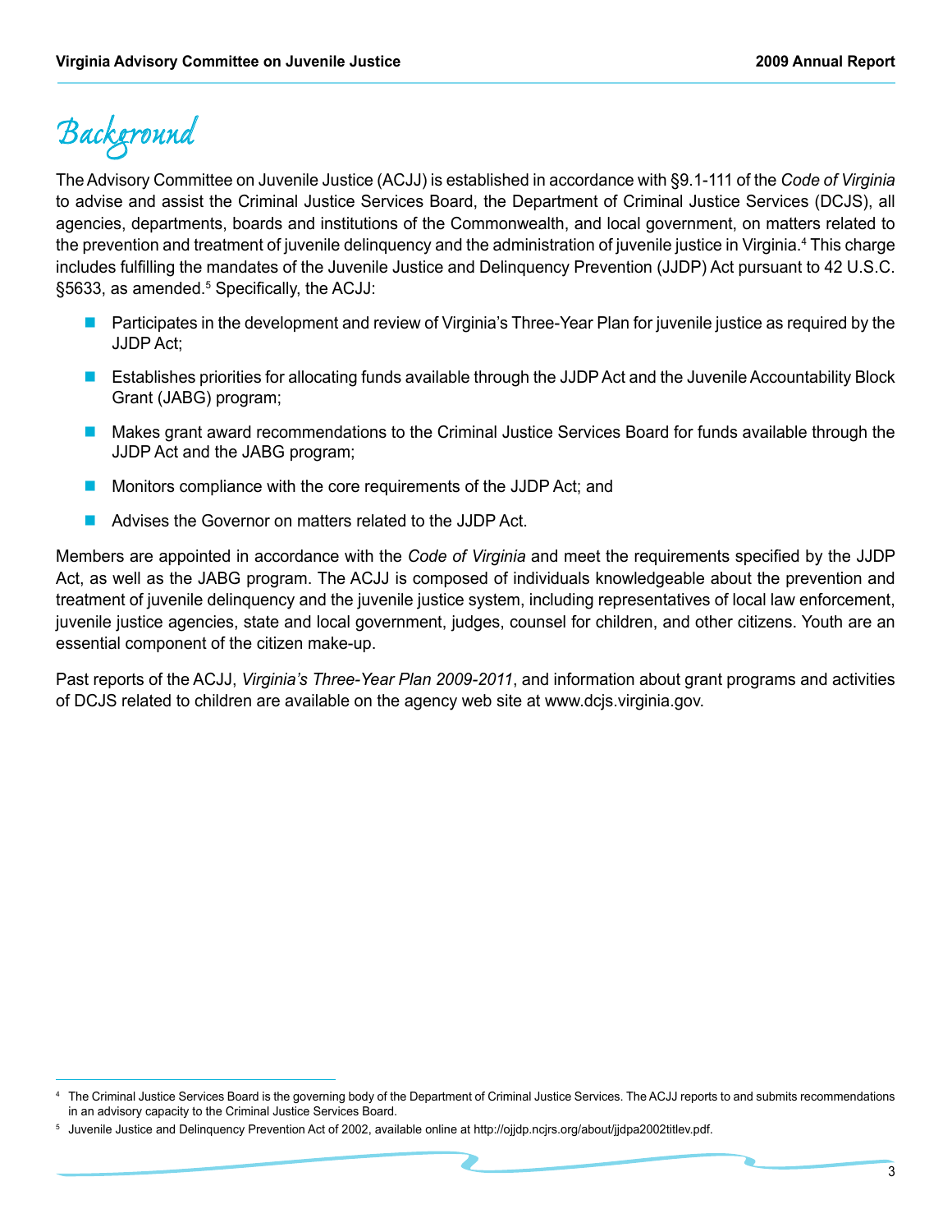# Background

The Advisory Committee on Juvenile Justice (ACJJ) is established in accordance with §9.1-111 of the *Code of Virginia* to advise and assist the Criminal Justice Services Board, the Department of Criminal Justice Services (DCJS), all agencies, departments, boards and institutions of the Commonwealth, and local government, on matters related to the prevention and treatment of juvenile delinquency and the administration of juvenile justice in Virginia.[4] This charge includes fulfilling the mandates of the Juvenile Justice and Delinquency Prevention (JJDP) Act pursuant to 42 U.S.C. §5633, as amended.[5] Specifically, the ACJJ:

- Participates in the development and review of Virginia's Three-Year Plan for juvenile justice as required by the JJDP Act;
- Establishes priorities for allocating funds available through the JJDP Act and the Juvenile Accountability Block Grant (JABG) program;
- Makes grant award recommendations to the Criminal Justice Services Board for funds available through the JJDP Act and the JABG program;
- Monitors compliance with the core requirements of the JJDP Act; and
- Advises the Governor on matters related to the JJDP Act.

Members are appointed in accordance with the *Code of Virginia* and meet the requirements specified by the JJDP Act, as well as the JABG program. The ACJJ is composed of individuals knowledgeable about the prevention and treatment of juvenile delinquency and the juvenile justice system, including representatives of local law enforcement, juvenile justice agencies, state and local government, judges, counsel for children, and other citizens. Youth are an essential component of the citizen make-up.

Past reports of the ACJJ, *Virginia's Three-Year Plan 2009-2011*, and information about grant programs and activities of DCJS related to children are available on the agency web site at www.dcjs.virginia.gov.

---

[4] The Criminal Justice Services Board is the governing body of the Department of Criminal Justice Services. The ACJJ reports to and submits recommendations in an advisory capacity to the Criminal Justice Services Board.

[5] Juvenile Justice and Delinquency Prevention Act of 2002, available online at http://ojjdp.ncjrs.org/about/jjdpa2002titlev.pdf.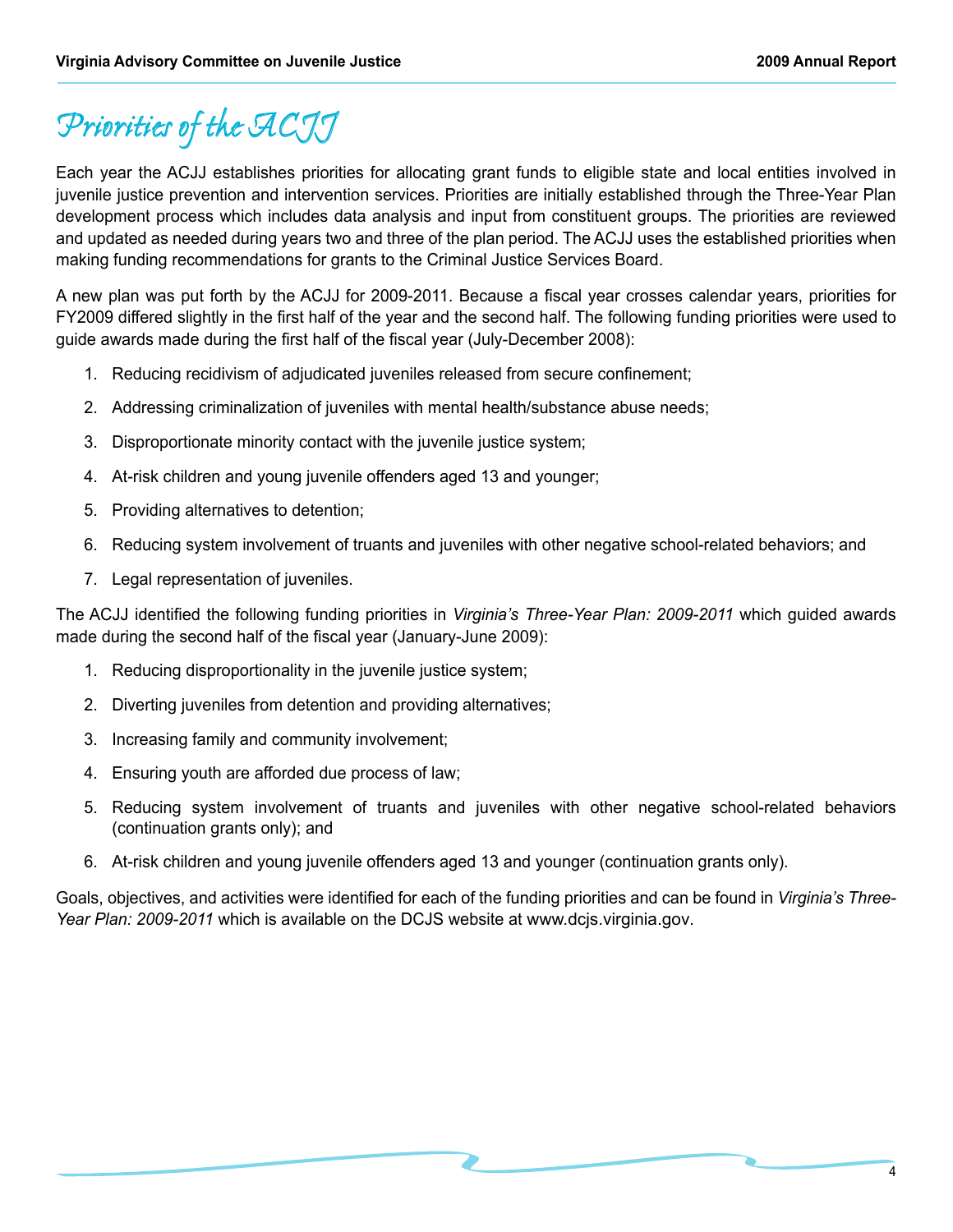# Priorities of the ACJJ

Each year the ACJJ establishes priorities for allocating grant funds to eligible state and local entities involved in juvenile justice prevention and intervention services. Priorities are initially established through the Three-Year Plan development process which includes data analysis and input from constituent groups. The priorities are reviewed and updated as needed during years two and three of the plan period. The ACJJ uses the established priorities when making funding recommendations for grants to the Criminal Justice Services Board.

A new plan was put forth by the ACJJ for 2009-2011. Because a fiscal year crosses calendar years, priorities for FY2009 differed slightly in the first half of the year and the second half. The following funding priorities were used to guide awards made during the first half of the fiscal year (July-December 2008):

1. Reducing recidivism of adjudicated juveniles released from secure confinement;
2. Addressing criminalization of juveniles with mental health/substance abuse needs;
3. Disproportionate minority contact with the juvenile justice system;
4. At-risk children and young juvenile offenders aged 13 and younger;
5. Providing alternatives to detention;
6. Reducing system involvement of truants and juveniles with other negative school-related behaviors; and
7. Legal representation of juveniles.

The ACJJ identified the following funding priorities in *Virginia's Three-Year Plan: 2009-2011* which guided awards made during the second half of the fiscal year (January-June 2009):

1. Reducing disproportionality in the juvenile justice system;
2. Diverting juveniles from detention and providing alternatives;
3. Increasing family and community involvement;
4. Ensuring youth are afforded due process of law;
5. Reducing system involvement of truants and juveniles with other negative school-related behaviors (continuation grants only); and
6. At-risk children and young juvenile offenders aged 13 and younger (continuation grants only).

Goals, objectives, and activities were identified for each of the funding priorities and can be found in *Virginia's Three-Year Plan: 2009-2011* which is available on the DCJS website at www.dcjs.virginia.gov.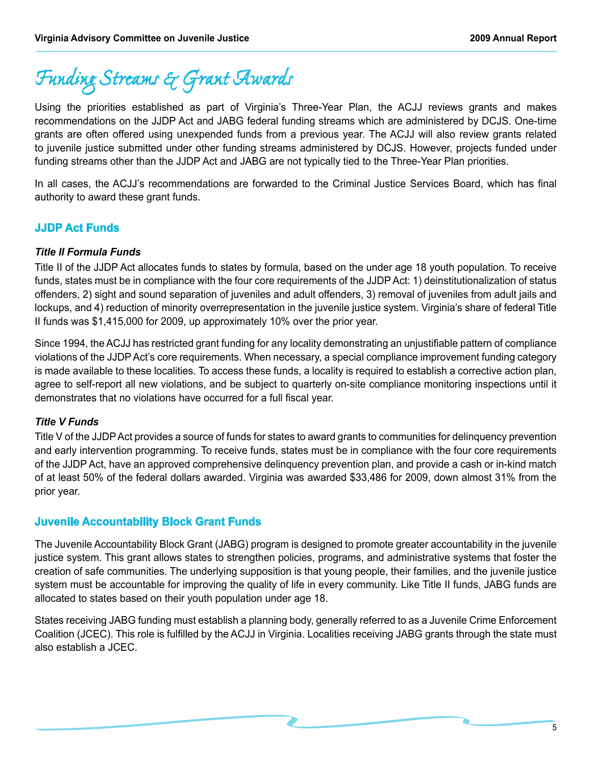# Funding Streams & Grant Awards

Using the priorities established as part of Virginia's Three-Year Plan, the ACJJ reviews grants and makes recommendations on the JJDP Act and JABG federal funding streams which are administered by DCJS. One-time grants are often offered using unexpended funds from a previous year. The ACJJ will also review grants related to juvenile justice submitted under other funding streams administered by DCJS. However, projects funded under funding streams other than the JJDP Act and JABG are not typically tied to the Three-Year Plan priorities.

In all cases, the ACJJ's recommendations are forwarded to the Criminal Justice Services Board, which has final authority to award these grant funds.

## JJDP Act Funds

### *Title II Formula Funds*

Title II of the JJDP Act allocates funds to states by formula, based on the under age 18 youth population. To receive funds, states must be in compliance with the four core requirements of the JJDP Act: 1) deinstitutionalization of status offenders, 2) sight and sound separation of juveniles and adult offenders, 3) removal of juveniles from adult jails and lockups, and 4) reduction of minority overrepresentation in the juvenile justice system. Virginia's share of federal Title II funds was $1,415,000 for 2009, up approximately 10% over the prior year.

Since 1994, the ACJJ has restricted grant funding for any locality demonstrating an unjustifiable pattern of compliance violations of the JJDP Act's core requirements. When necessary, a special compliance improvement funding category is made available to these localities. To access these funds, a locality is required to establish a corrective action plan, agree to self-report all new violations, and be subject to quarterly on-site compliance monitoring inspections until it demonstrates that no violations have occurred for a full fiscal year.

### *Title V Funds*

Title V of the JJDP Act provides a source of funds for states to award grants to communities for delinquency prevention and early intervention programming. To receive funds, states must be in compliance with the four core requirements of the JJDP Act, have an approved comprehensive delinquency prevention plan, and provide a cash or in-kind match of at least 50% of the federal dollars awarded. Virginia was awarded $33,486 for 2009, down almost 31% from the prior year.

## Juvenile Accountability Block Grant Funds

The Juvenile Accountability Block Grant (JABG) program is designed to promote greater accountability in the juvenile justice system. This grant allows states to strengthen policies, programs, and administrative systems that foster the creation of safe communities. The underlying supposition is that young people, their families, and the juvenile justice system must be accountable for improving the quality of life in every community. Like Title II funds, JABG funds are allocated to states based on their youth population under age 18.

States receiving JABG funding must establish a planning body, generally referred to as a Juvenile Crime Enforcement Coalition (JCEC). This role is fulfilled by the ACJJ in Virginia. Localities receiving JABG grants through the state must also establish a JCEC.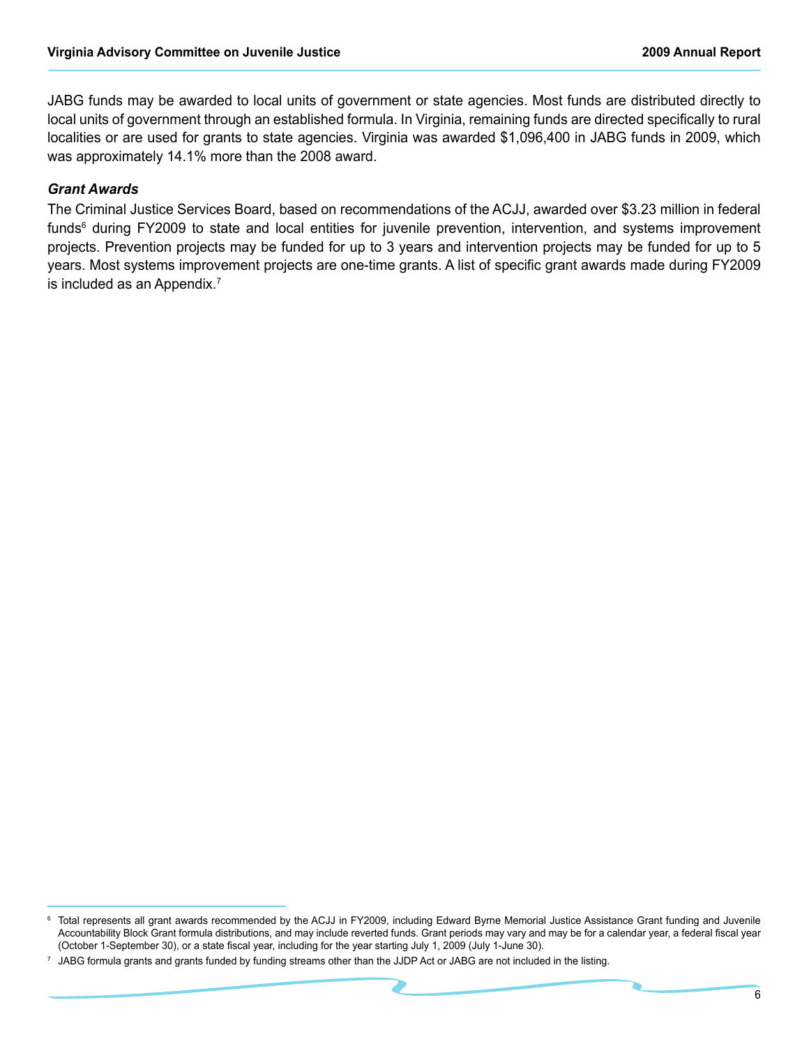JABG funds may be awarded to local units of government or state agencies. Most funds are distributed directly to local units of government through an established formula. In Virginia, remaining funds are directed specifically to rural localities or are used for grants to state agencies. Virginia was awarded $1,096,400 in JABG funds in 2009, which was approximately 14.1% more than the 2008 award.

***Grant Awards***

The Criminal Justice Services Board, based on recommendations of the ACJJ, awarded over $3.23 million in federal funds[6] during FY2009 to state and local entities for juvenile prevention, intervention, and systems improvement projects. Prevention projects may be funded for up to 3 years and intervention projects may be funded for up to 5 years. Most systems improvement projects are one-time grants. A list of specific grant awards made during FY2009 is included as an Appendix.[7]

---

[6] Total represents all grant awards recommended by the ACJJ in FY2009, including Edward Byrne Memorial Justice Assistance Grant funding and Juvenile Accountability Block Grant formula distributions, and may include reverted funds. Grant periods may vary and may be for a calendar year, a federal fiscal year (October 1-September 30), or a state fiscal year, including for the year starting July 1, 2009 (July 1-June 30).

[7] JABG formula grants and grants funded by funding streams other than the JJDP Act or JABG are not included in the listing.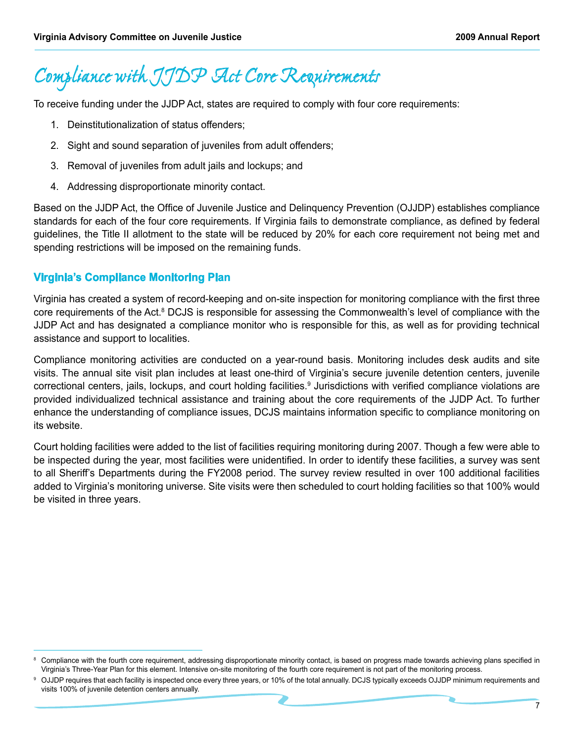# Compliance with JJDP Act Core Requirements

To receive funding under the JJDP Act, states are required to comply with four core requirements:

1. Deinstitutionalization of status offenders;
2. Sight and sound separation of juveniles from adult offenders;
3. Removal of juveniles from adult jails and lockups; and
4. Addressing disproportionate minority contact.

Based on the JJDP Act, the Office of Juvenile Justice and Delinquency Prevention (OJJDP) establishes compliance standards for each of the four core requirements. If Virginia fails to demonstrate compliance, as defined by federal guidelines, the Title II allotment to the state will be reduced by 20% for each core requirement not being met and spending restrictions will be imposed on the remaining funds.

## Virginia's Compliance Monitoring Plan

Virginia has created a system of record-keeping and on-site inspection for monitoring compliance with the first three core requirements of the Act.[8] DCJS is responsible for assessing the Commonwealth's level of compliance with the JJDP Act and has designated a compliance monitor who is responsible for this, as well as for providing technical assistance and support to localities.

Compliance monitoring activities are conducted on a year-round basis. Monitoring includes desk audits and site visits. The annual site visit plan includes at least one-third of Virginia's secure juvenile detention centers, juvenile correctional centers, jails, lockups, and court holding facilities.[9] Jurisdictions with verified compliance violations are provided individualized technical assistance and training about the core requirements of the JJDP Act. To further enhance the understanding of compliance issues, DCJS maintains information specific to compliance monitoring on its website.

Court holding facilities were added to the list of facilities requiring monitoring during 2007. Though a few were able to be inspected during the year, most facilities were unidentified. In order to identify these facilities, a survey was sent to all Sheriff's Departments during the FY2008 period. The survey review resulted in over 100 additional facilities added to Virginia's monitoring universe. Site visits were then scheduled to court holding facilities so that 100% would be visited in three years.

---

[8] Compliance with the fourth core requirement, addressing disproportionate minority contact, is based on progress made towards achieving plans specified in Virginia's Three-Year Plan for this element. Intensive on-site monitoring of the fourth core requirement is not part of the monitoring process.

[9] OJJDP requires that each facility is inspected once every three years, or 10% of the total annually. DCJS typically exceeds OJJDP minimum requirements and visits 100% of juvenile detention centers annually.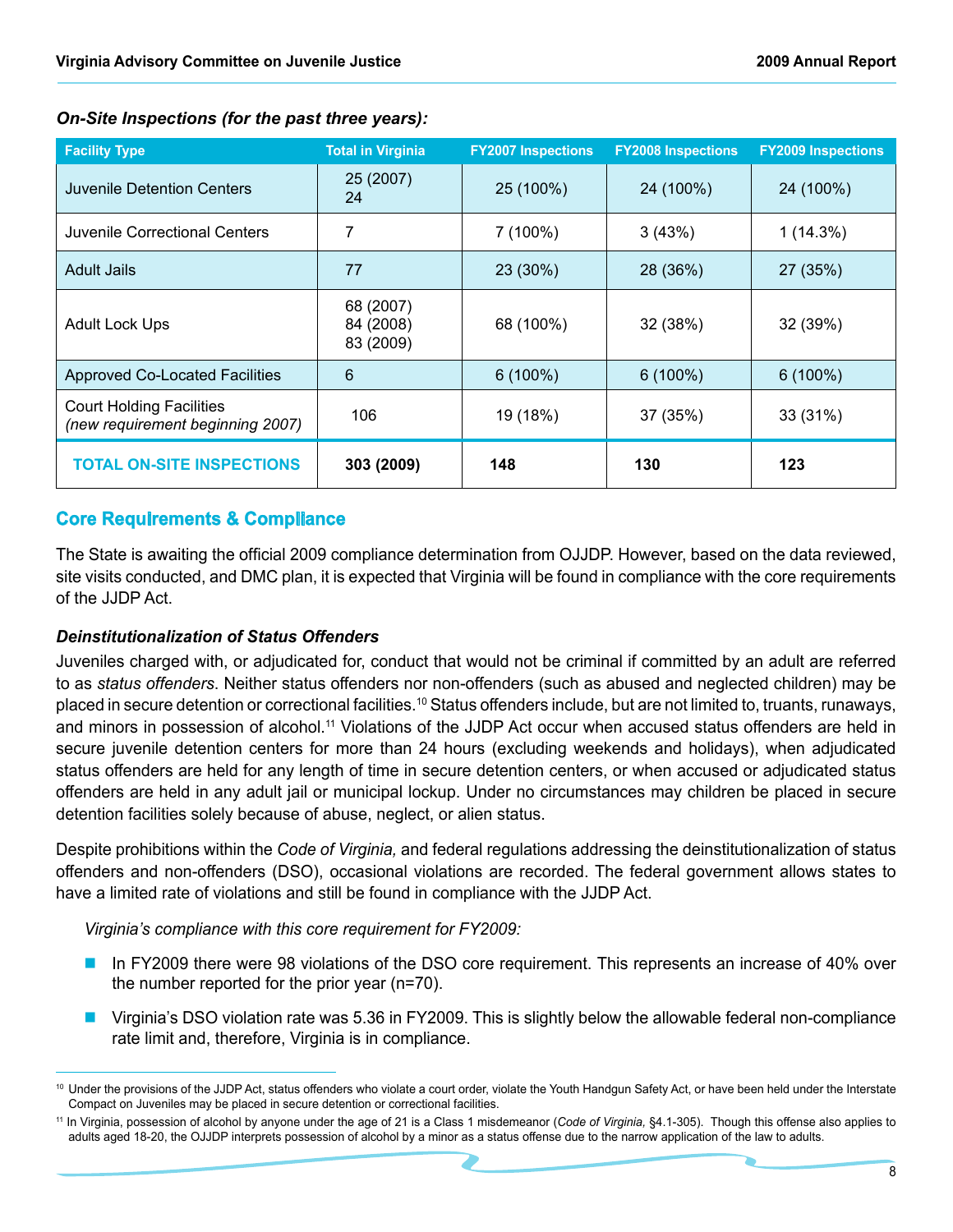*On-Site Inspections (for the past three years):*

| Facility Type | Total in Virginia | FY2007 Inspections | FY2008 Inspections | FY2009 Inspections |
|---|---|---|---|---|
| Juvenile Detention Centers | 25 (2007)<br>24 | 25 (100%) | 24 (100%) | 24 (100%) |
| Juvenile Correctional Centers | 7 | 7 (100%) | 3 (43%) | 1 (14.3%) |
| Adult Jails | 77 | 23 (30%) | 28 (36%) | 27 (35%) |
| Adult Lock Ups | 68 (2007)<br>84 (2008)<br>83 (2009) | 68 (100%) | 32 (38%) | 32 (39%) |
| Approved Co-Located Facilities | 6 | 6 (100%) | 6 (100%) | 6 (100%) |
| Court Holding Facilities<br>*(new requirement beginning 2007)* | 106 | 19 (18%) | 37 (35%) | 33 (31%) |
| **TOTAL ON-SITE INSPECTIONS** | **303 (2009)** | **148** | **130** | **123** |

## Core Requirements & Compliance

The State is awaiting the official 2009 compliance determination from OJJDP. However, based on the data reviewed, site visits conducted, and DMC plan, it is expected that Virginia will be found in compliance with the core requirements of the JJDP Act.

### *Deinstitutionalization of Status Offenders*

Juveniles charged with, or adjudicated for, conduct that would not be criminal if committed by an adult are referred to as *status offenders*. Neither status offenders nor non-offenders (such as abused and neglected children) may be placed in secure detention or correctional facilities.[10] Status offenders include, but are not limited to, truants, runaways, and minors in possession of alcohol.[11] Violations of the JJDP Act occur when accused status offenders are held in secure juvenile detention centers for more than 24 hours (excluding weekends and holidays), when adjudicated status offenders are held for any length of time in secure detention centers, or when accused or adjudicated status offenders are held in any adult jail or municipal lockup. Under no circumstances may children be placed in secure detention facilities solely because of abuse, neglect, or alien status.

Despite prohibitions within the *Code of Virginia,* and federal regulations addressing the deinstitutionalization of status offenders and non-offenders (DSO), occasional violations are recorded. The federal government allows states to have a limited rate of violations and still be found in compliance with the JJDP Act.

*Virginia's compliance with this core requirement for FY2009:*

- In FY2009 there were 98 violations of the DSO core requirement. This represents an increase of 40% over the number reported for the prior year (n=70).
- Virginia's DSO violation rate was 5.36 in FY2009. This is slightly below the allowable federal non-compliance rate limit and, therefore, Virginia is in compliance.

---

[10] Under the provisions of the JJDP Act, status offenders who violate a court order, violate the Youth Handgun Safety Act, or have been held under the Interstate Compact on Juveniles may be placed in secure detention or correctional facilities.

[11] In Virginia, possession of alcohol by anyone under the age of 21 is a Class 1 misdemeanor (*Code of Virginia,* §4.1-305). Though this offense also applies to adults aged 18-20, the OJJDP interprets possession of alcohol by a minor as a status offense due to the narrow application of the law to adults.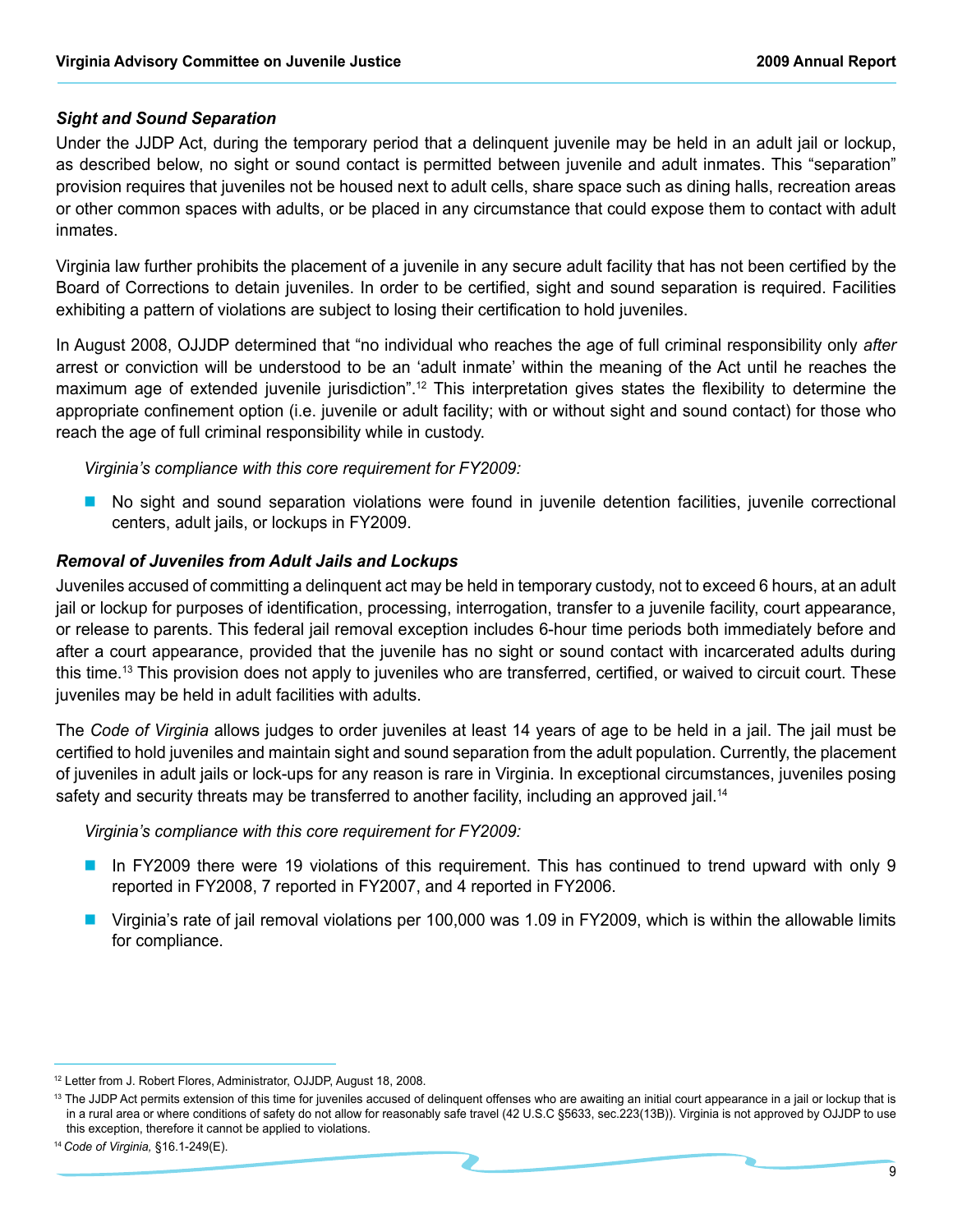### *Sight and Sound Separation*

Under the JJDP Act, during the temporary period that a delinquent juvenile may be held in an adult jail or lockup, as described below, no sight or sound contact is permitted between juvenile and adult inmates. This "separation" provision requires that juveniles not be housed next to adult cells, share space such as dining halls, recreation areas or other common spaces with adults, or be placed in any circumstance that could expose them to contact with adult inmates.

Virginia law further prohibits the placement of a juvenile in any secure adult facility that has not been certified by the Board of Corrections to detain juveniles. In order to be certified, sight and sound separation is required. Facilities exhibiting a pattern of violations are subject to losing their certification to hold juveniles.

In August 2008, OJJDP determined that "no individual who reaches the age of full criminal responsibility only *after* arrest or conviction will be understood to be an 'adult inmate' within the meaning of the Act until he reaches the maximum age of extended juvenile jurisdiction".[12] This interpretation gives states the flexibility to determine the appropriate confinement option (i.e. juvenile or adult facility; with or without sight and sound contact) for those who reach the age of full criminal responsibility while in custody.

*Virginia's compliance with this core requirement for FY2009:*

- No sight and sound separation violations were found in juvenile detention facilities, juvenile correctional centers, adult jails, or lockups in FY2009.

### *Removal of Juveniles from Adult Jails and Lockups*

Juveniles accused of committing a delinquent act may be held in temporary custody, not to exceed 6 hours, at an adult jail or lockup for purposes of identification, processing, interrogation, transfer to a juvenile facility, court appearance, or release to parents. This federal jail removal exception includes 6-hour time periods both immediately before and after a court appearance, provided that the juvenile has no sight or sound contact with incarcerated adults during this time.[13] This provision does not apply to juveniles who are transferred, certified, or waived to circuit court. These juveniles may be held in adult facilities with adults.

The *Code of Virginia* allows judges to order juveniles at least 14 years of age to be held in a jail. The jail must be certified to hold juveniles and maintain sight and sound separation from the adult population. Currently, the placement of juveniles in adult jails or lock-ups for any reason is rare in Virginia. In exceptional circumstances, juveniles posing safety and security threats may be transferred to another facility, including an approved jail.[14]

*Virginia's compliance with this core requirement for FY2009:*

- In FY2009 there were 19 violations of this requirement. This has continued to trend upward with only 9 reported in FY2008, 7 reported in FY2007, and 4 reported in FY2006.
- Virginia's rate of jail removal violations per 100,000 was 1.09 in FY2009, which is within the allowable limits for compliance.

---

[12] Letter from J. Robert Flores, Administrator, OJJDP, August 18, 2008.

[13] The JJDP Act permits extension of this time for juveniles accused of delinquent offenses who are awaiting an initial court appearance in a jail or lockup that is in a rural area or where conditions of safety do not allow for reasonably safe travel (42 U.S.C §5633, sec.223(13B)). Virginia is not approved by OJJDP to use this exception, therefore it cannot be applied to violations.

[14] *Code of Virginia,* §16.1-249(E).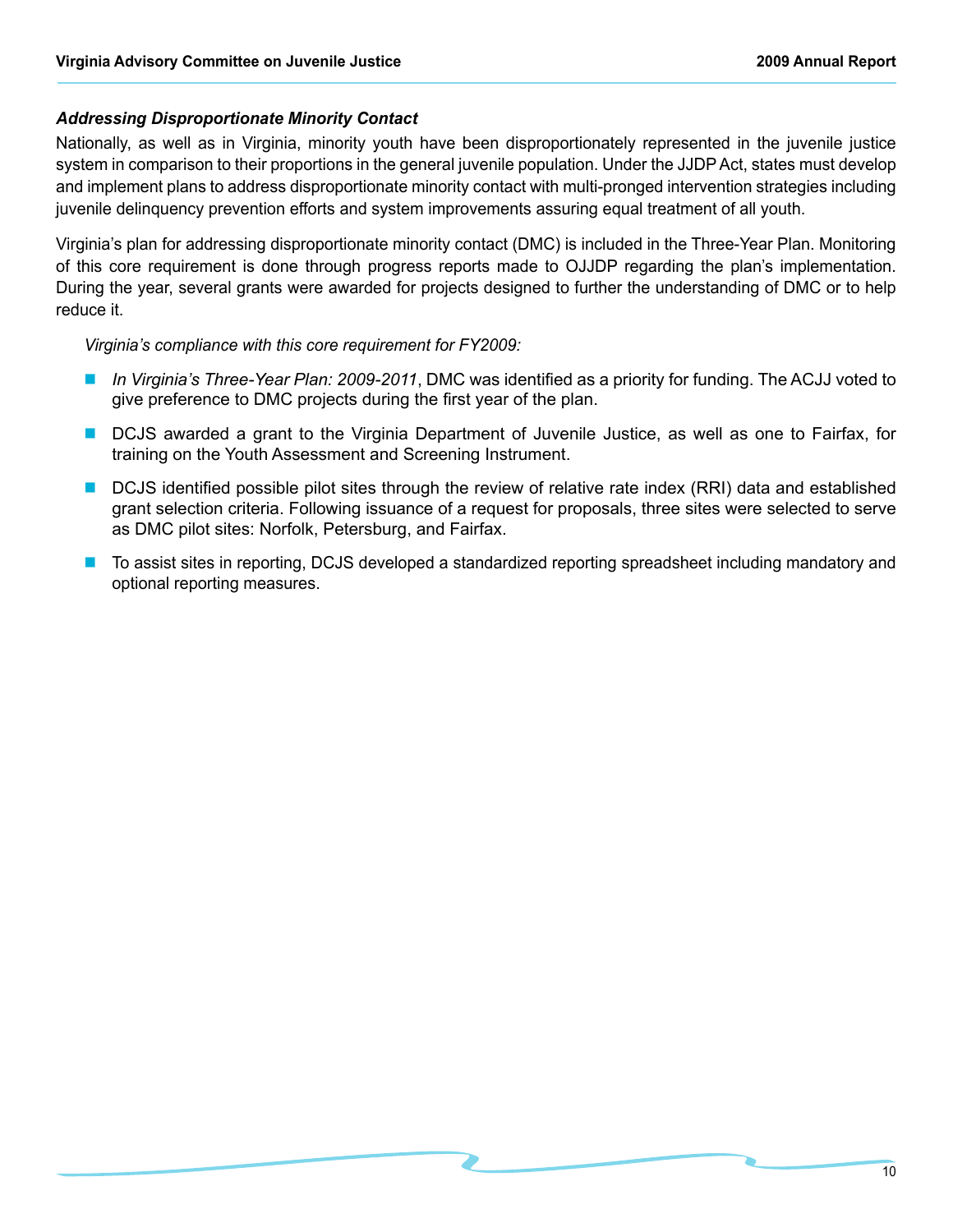### *Addressing Disproportionate Minority Contact*

Nationally, as well as in Virginia, minority youth have been disproportionately represented in the juvenile justice system in comparison to their proportions in the general juvenile population. Under the JJDP Act, states must develop and implement plans to address disproportionate minority contact with multi-pronged intervention strategies including juvenile delinquency prevention efforts and system improvements assuring equal treatment of all youth.

Virginia's plan for addressing disproportionate minority contact (DMC) is included in the Three-Year Plan. Monitoring of this core requirement is done through progress reports made to OJJDP regarding the plan's implementation. During the year, several grants were awarded for projects designed to further the understanding of DMC or to help reduce it.

*Virginia's compliance with this core requirement for FY2009:*

- *In Virginia's Three-Year Plan: 2009-2011*, DMC was identified as a priority for funding. The ACJJ voted to give preference to DMC projects during the first year of the plan.
- DCJS awarded a grant to the Virginia Department of Juvenile Justice, as well as one to Fairfax, for training on the Youth Assessment and Screening Instrument.
- DCJS identified possible pilot sites through the review of relative rate index (RRI) data and established grant selection criteria. Following issuance of a request for proposals, three sites were selected to serve as DMC pilot sites: Norfolk, Petersburg, and Fairfax.
- To assist sites in reporting, DCJS developed a standardized reporting spreadsheet including mandatory and optional reporting measures.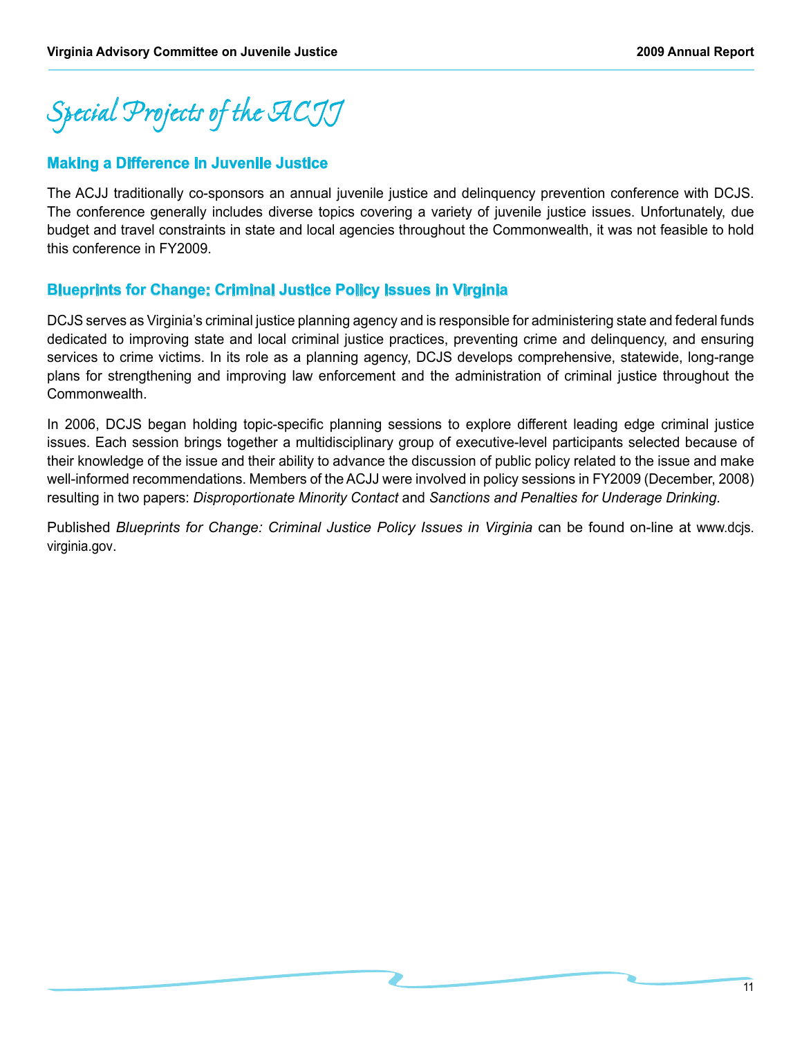# Special Projects of the ACJJ

## Making a Difference in Juvenile Justice

The ACJJ traditionally co-sponsors an annual juvenile justice and delinquency prevention conference with DCJS. The conference generally includes diverse topics covering a variety of juvenile justice issues. Unfortunately, due budget and travel constraints in state and local agencies throughout the Commonwealth, it was not feasible to hold this conference in FY2009.

## Blueprints for Change: Criminal Justice Policy Issues in Virginia

DCJS serves as Virginia's criminal justice planning agency and is responsible for administering state and federal funds dedicated to improving state and local criminal justice practices, preventing crime and delinquency, and ensuring services to crime victims. In its role as a planning agency, DCJS develops comprehensive, statewide, long-range plans for strengthening and improving law enforcement and the administration of criminal justice throughout the Commonwealth.

In 2006, DCJS began holding topic-specific planning sessions to explore different leading edge criminal justice issues. Each session brings together a multidisciplinary group of executive-level participants selected because of their knowledge of the issue and their ability to advance the discussion of public policy related to the issue and make well-informed recommendations. Members of the ACJJ were involved in policy sessions in FY2009 (December, 2008) resulting in two papers: *Disproportionate Minority Contact* and *Sanctions and Penalties for Underage Drinking*.

Published *Blueprints for Change: Criminal Justice Policy Issues in Virginia* can be found on-line at www.dcjs.virginia.gov.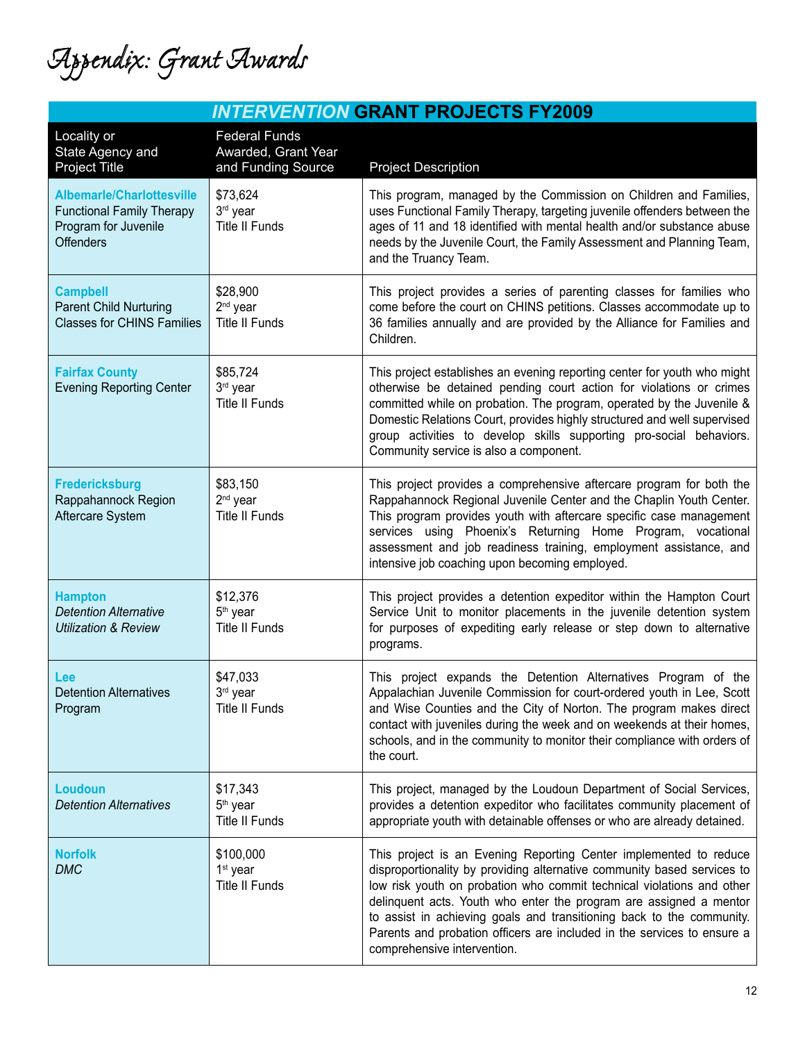# Appendix: Grant Awards

## *INTERVENTION* GRANT PROJECTS FY2009

| Locality or State Agency and Project Title | Federal Funds Awarded, Grant Year and Funding Source | Project Description |
|---|---|---|
| **Albemarle/Charlottesville** Functional Family Therapy Program for Juvenile Offenders | $73,624 3rd year Title II Funds | This program, managed by the Commission on Children and Families, uses Functional Family Therapy, targeting juvenile offenders between the ages of 11 and 18 identified with mental health and/or substance abuse needs by the Juvenile Court, the Family Assessment and Planning Team, and the Truancy Team. |
| **Campbell** Parent Child Nurturing Classes for CHINS Families | $28,900 2nd year Title II Funds | This project provides a series of parenting classes for families who come before the court on CHINS petitions. Classes accommodate up to 36 families annually and are provided by the Alliance for Families and Children. |
| **Fairfax County** Evening Reporting Center | $85,724 3rd year Title II Funds | This project establishes an evening reporting center for youth who might otherwise be detained pending court action for violations or crimes committed while on probation. The program, operated by the Juvenile & Domestic Relations Court, provides highly structured and well supervised group activities to develop skills supporting pro-social behaviors. Community service is also a component. |
| **Fredericksburg** Rappahannock Region Aftercare System | $83,150 2nd year Title II Funds | This project provides a comprehensive aftercare program for both the Rappahannock Regional Juvenile Center and the Chaplin Youth Center. This program provides youth with aftercare specific case management services using Phoenix's Returning Home Program, vocational assessment and job readiness training, employment assistance, and intensive job coaching upon becoming employed. |
| **Hampton** *Detention Alternative Utilization & Review* | $12,376 5th year Title II Funds | This project provides a detention expeditor within the Hampton Court Service Unit to monitor placements in the juvenile detention system for purposes of expediting early release or step down to alternative programs. |
| **Lee** Detention Alternatives Program | $47,033 3rd year Title II Funds | This project expands the Detention Alternatives Program of the Appalachian Juvenile Commission for court-ordered youth in Lee, Scott and Wise Counties and the City of Norton. The program makes direct contact with juveniles during the week and on weekends at their homes, schools, and in the community to monitor their compliance with orders of the court. |
| **Loudoun** *Detention Alternatives* | $17,343 5th year Title II Funds | This project, managed by the Loudoun Department of Social Services, provides a detention expeditor who facilitates community placement of appropriate youth with detainable offenses or who are already detained. |
| **Norfolk** *DMC* | $100,000 1st year Title II Funds | This project is an Evening Reporting Center implemented to reduce disproportionality by providing alternative community based services to low risk youth on probation who commit technical violations and other delinquent acts. Youth who enter the program are assigned a mentor to assist in achieving goals and transitioning back to the community. Parents and probation officers are included in the services to ensure a comprehensive intervention. |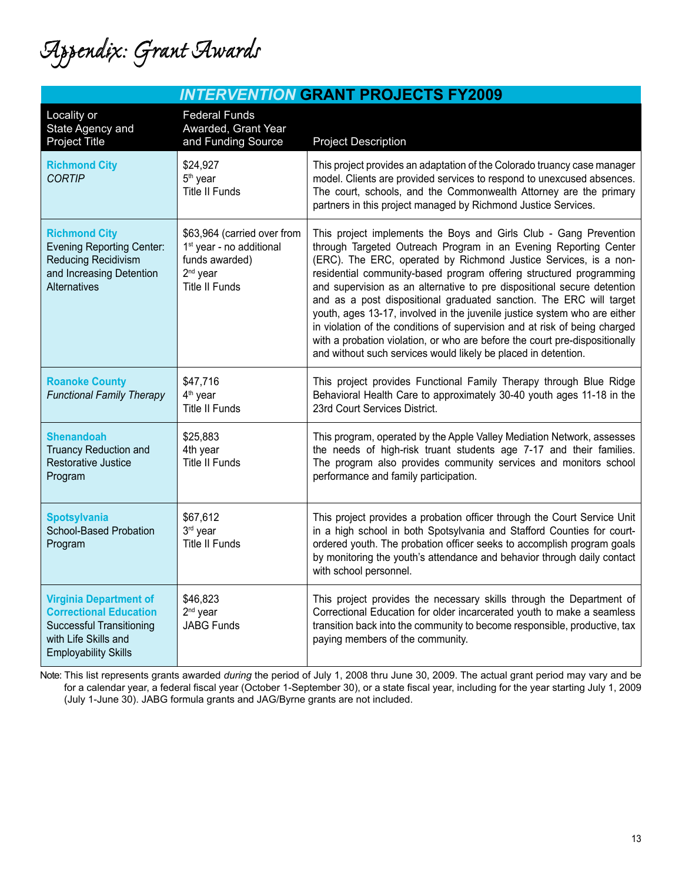# Appendix: Grant Awards

## *INTERVENTION* GRANT PROJECTS FY2009

| Locality or State Agency and Project Title | Federal Funds Awarded, Grant Year and Funding Source | Project Description |
|---|---|---|
| **Richmond City** *CORTIP* | $24,927 5th year Title II Funds | This project provides an adaptation of the Colorado truancy case manager model. Clients are provided services to respond to unexcused absences. The court, schools, and the Commonwealth Attorney are the primary partners in this project managed by Richmond Justice Services. |
| **Richmond City** Evening Reporting Center: Reducing Recidivism and Increasing Detention Alternatives | $63,964 (carried over from 1st year - no additional funds awarded) 2nd year Title II Funds | This project implements the Boys and Girls Club - Gang Prevention through Targeted Outreach Program in an Evening Reporting Center (ERC). The ERC, operated by Richmond Justice Services, is a non-residential community-based program offering structured programming and supervision as an alternative to pre dispositional secure detention and as a post dispositional graduated sanction. The ERC will target youth, ages 13-17, involved in the juvenile justice system who are either in violation of the conditions of supervision and at risk of being charged with a probation violation, or who are before the court pre-dispositionally and without such services would likely be placed in detention. |
| **Roanoke County** *Functional Family Therapy* | $47,716 4th year Title II Funds | This project provides Functional Family Therapy through Blue Ridge Behavioral Health Care to approximately 30-40 youth ages 11-18 in the 23rd Court Services District. |
| **Shenandoah** Truancy Reduction and Restorative Justice Program | $25,883 4th year Title II Funds | This program, operated by the Apple Valley Mediation Network, assesses the needs of high-risk truant students age 7-17 and their families. The program also provides community services and monitors school performance and family participation. |
| **Spotsylvania** School-Based Probation Program | $67,612 3rd year Title II Funds | This project provides a probation officer through the Court Service Unit in a high school in both Spotsylvania and Stafford Counties for court-ordered youth. The probation officer seeks to accomplish program goals by monitoring the youth's attendance and behavior through daily contact with school personnel. |
| **Virginia Department of Correctional Education** Successful Transitioning with Life Skills and Employability Skills | $46,823 2nd year JABG Funds | This project provides the necessary skills through the Department of Correctional Education for older incarcerated youth to make a seamless transition back into the community to become responsible, productive, tax paying members of the community. |

Note: This list represents grants awarded *during* the period of July 1, 2008 thru June 30, 2009. The actual grant period may vary and be for a calendar year, a federal fiscal year (October 1-September 30), or a state fiscal year, including for the year starting July 1, 2009 (July 1-June 30). JABG formula grants and JAG/Byrne grants are not included.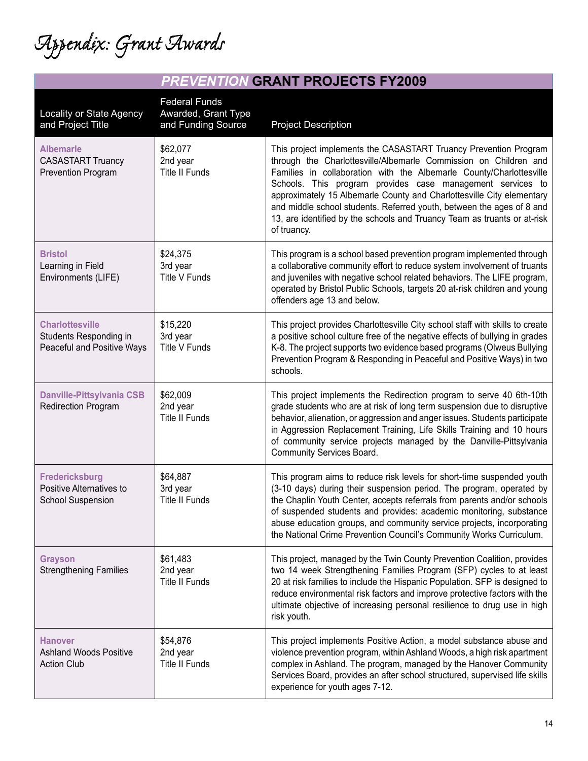# Appendix: Grant Awards

## *PREVENTION* GRANT PROJECTS FY2009

| Locality or State Agency and Project Title | Federal Funds Awarded, Grant Type and Funding Source | Project Description |
|---|---|---|
| **Albemarle** CASASTART Truancy Prevention Program | $62,077 2nd year Title II Funds | This project implements the CASASTART Truancy Prevention Program through the Charlottesville/Albemarle Commission on Children and Families in collaboration with the Albemarle County/Charlottesville Schools. This program provides case management services to approximately 15 Albemarle County and Charlottesville City elementary and middle school students. Referred youth, between the ages of 8 and 13, are identified by the schools and Truancy Team as truants or at-risk of truancy. |
| **Bristol** Learning in Field Environments (LIFE) | $24,375 3rd year Title V Funds | This program is a school based prevention program implemented through a collaborative community effort to reduce system involvement of truants and juveniles with negative school related behaviors. The LIFE program, operated by Bristol Public Schools, targets 20 at-risk children and young offenders age 13 and below. |
| **Charlottesville** Students Responding in Peaceful and Positive Ways | $15,220 3rd year Title V Funds | This project provides Charlottesville City school staff with skills to create a positive school culture free of the negative effects of bullying in grades K-8. The project supports two evidence based programs (Olweus Bullying Prevention Program & Responding in Peaceful and Positive Ways) in two schools. |
| **Danville-Pittsylvania CSB** Redirection Program | $62,009 2nd year Title II Funds | This project implements the Redirection program to serve 40 6th-10th grade students who are at risk of long term suspension due to disruptive behavior, alienation, or aggression and anger issues. Students participate in Aggression Replacement Training, Life Skills Training and 10 hours of community service projects managed by the Danville-Pittsylvania Community Services Board. |
| **Fredericksburg** Positive Alternatives to School Suspension | $64,887 3rd year Title II Funds | This program aims to reduce risk levels for short-time suspended youth (3-10 days) during their suspension period. The program, operated by the Chaplin Youth Center, accepts referrals from parents and/or schools of suspended students and provides: academic monitoring, substance abuse education groups, and community service projects, incorporating the National Crime Prevention Council's Community Works Curriculum. |
| **Grayson** Strengthening Families | $61,483 2nd year Title II Funds | This project, managed by the Twin County Prevention Coalition, provides two 14 week Strengthening Families Program (SFP) cycles to at least 20 at risk families to include the Hispanic Population. SFP is designed to reduce environmental risk factors and improve protective factors with the ultimate objective of increasing personal resilience to drug use in high risk youth. |
| **Hanover** Ashland Woods Positive Action Club | $54,876 2nd year Title II Funds | This project implements Positive Action, a model substance abuse and violence prevention program, within Ashland Woods, a high risk apartment complex in Ashland. The program, managed by the Hanover Community Services Board, provides an after school structured, supervised life skills experience for youth ages 7-12. |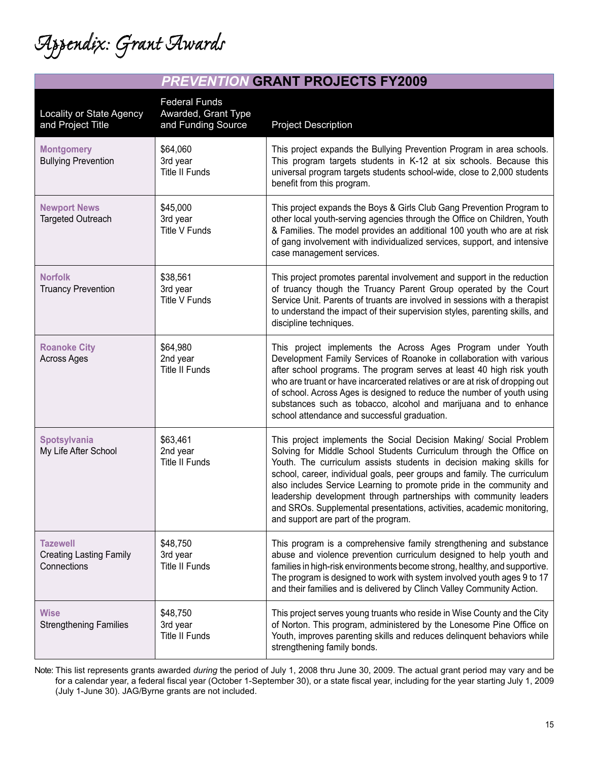# Appendix: Grant Awards

## *PREVENTION* GRANT PROJECTS FY2009

| Locality or State Agency and Project Title | Federal Funds Awarded, Grant Type and Funding Source | Project Description |
|---|---|---|
| **Montgomery**<br>Bullying Prevention | $64,060<br>3rd year<br>Title II Funds | This project expands the Bullying Prevention Program in area schools. This program targets students in K-12 at six schools. Because this universal program targets students school-wide, close to 2,000 students benefit from this program. |
| **Newport News**<br>Targeted Outreach | $45,000<br>3rd year<br>Title V Funds | This project expands the Boys & Girls Club Gang Prevention Program to other local youth-serving agencies through the Office on Children, Youth & Families. The model provides an additional 100 youth who are at risk of gang involvement with individualized services, support, and intensive case management services. |
| **Norfolk**<br>Truancy Prevention | $38,561<br>3rd year<br>Title V Funds | This project promotes parental involvement and support in the reduction of truancy though the Truancy Parent Group operated by the Court Service Unit. Parents of truants are involved in sessions with a therapist to understand the impact of their supervision styles, parenting skills, and discipline techniques. |
| **Roanoke City**<br>Across Ages | $64,980<br>2nd year<br>Title II Funds | This project implements the Across Ages Program under Youth Development Family Services of Roanoke in collaboration with various after school programs. The program serves at least 40 high risk youth who are truant or have incarcerated relatives or are at risk of dropping out of school. Across Ages is designed to reduce the number of youth using substances such as tobacco, alcohol and marijuana and to enhance school attendance and successful graduation. |
| **Spotsylvania**<br>My Life After School | $63,461<br>2nd year<br>Title II Funds | This project implements the Social Decision Making/ Social Problem Solving for Middle School Students Curriculum through the Office on Youth. The curriculum assists students in decision making skills for school, career, individual goals, peer groups and family. The curriculum also includes Service Learning to promote pride in the community and leadership development through partnerships with community leaders and SROs. Supplemental presentations, activities, academic monitoring, and support are part of the program. |
| **Tazewell**<br>Creating Lasting Family Connections | $48,750<br>3rd year<br>Title II Funds | This program is a comprehensive family strengthening and substance abuse and violence prevention curriculum designed to help youth and families in high-risk environments become strong, healthy, and supportive. The program is designed to work with system involved youth ages 9 to 17 and their families and is delivered by Clinch Valley Community Action. |
| **Wise**<br>Strengthening Families | $48,750<br>3rd year<br>Title II Funds | This project serves young truants who reside in Wise County and the City of Norton. This program, administered by the Lonesome Pine Office on Youth, improves parenting skills and reduces delinquent behaviors while strengthening family bonds. |

Note: This list represents grants awarded *during* the period of July 1, 2008 thru June 30, 2009. The actual grant period may vary and be for a calendar year, a federal fiscal year (October 1-September 30), or a state fiscal year, including for the year starting July 1, 2009 (July 1-June 30). JAG/Byrne grants are not included.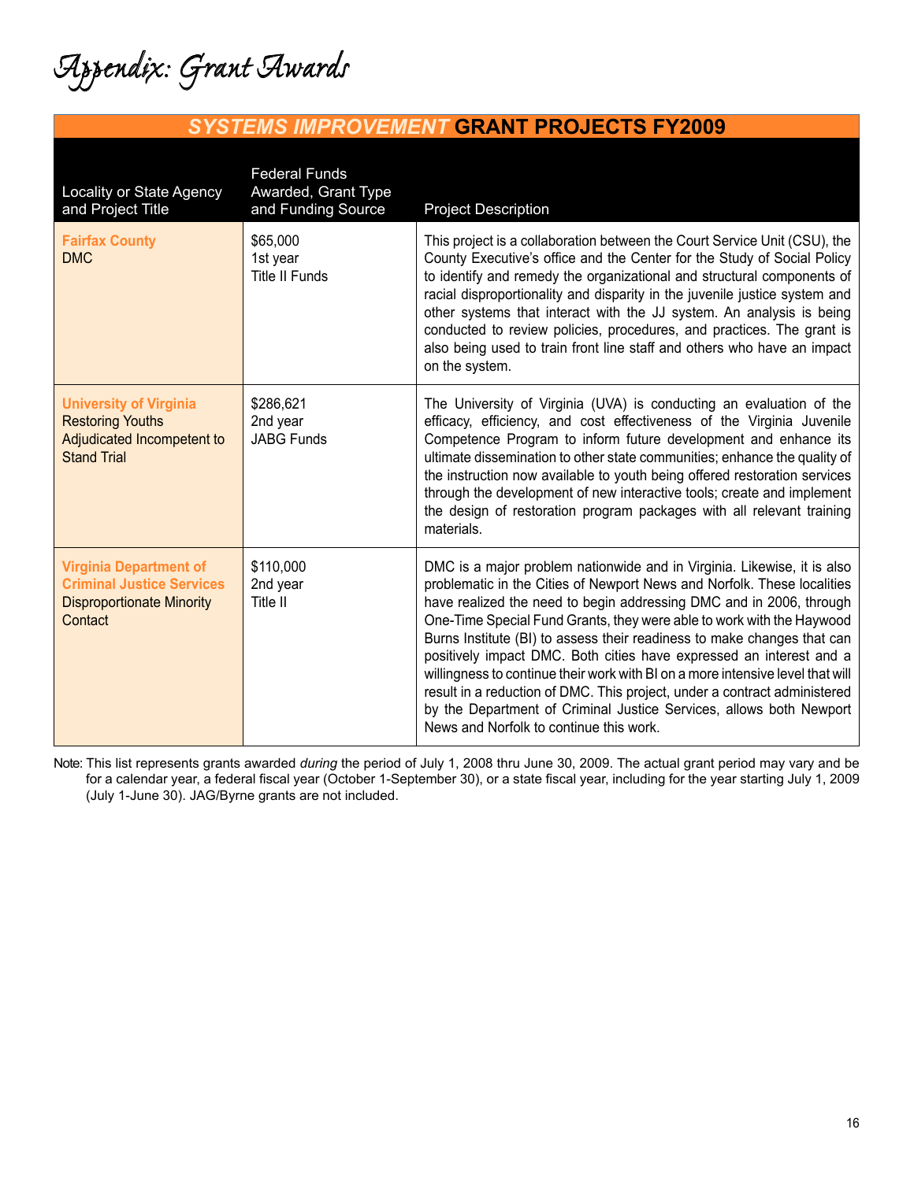# Appendix: Grant Awards

## SYSTEMS IMPROVEMENT GRANT PROJECTS FY2009

| Locality or State Agency and Project Title | Federal Funds Awarded, Grant Type and Funding Source | Project Description |
|---|---|---|
| **Fairfax County** DMC | $65,000 1st year Title II Funds | This project is a collaboration between the Court Service Unit (CSU), the County Executive's office and the Center for the Study of Social Policy to identify and remedy the organizational and structural components of racial disproportionality and disparity in the juvenile justice system and other systems that interact with the JJ system. An analysis is being conducted to review policies, procedures, and practices. The grant is also being used to train front line staff and others who have an impact on the system. |
| **University of Virginia** Restoring Youths Adjudicated Incompetent to Stand Trial | $286,621 2nd year JABG Funds | The University of Virginia (UVA) is conducting an evaluation of the efficacy, efficiency, and cost effectiveness of the Virginia Juvenile Competence Program to inform future development and enhance its ultimate dissemination to other state communities; enhance the quality of the instruction now available to youth being offered restoration services through the development of new interactive tools; create and implement the design of restoration program packages with all relevant training materials. |
| **Virginia Department of Criminal Justice Services** Disproportionate Minority Contact | $110,000 2nd year Title II | DMC is a major problem nationwide and in Virginia. Likewise, it is also problematic in the Cities of Newport News and Norfolk. These localities have realized the need to begin addressing DMC and in 2006, through One-Time Special Fund Grants, they were able to work with the Haywood Burns Institute (BI) to assess their readiness to make changes that can positively impact DMC. Both cities have expressed an interest and a willingness to continue their work with BI on a more intensive level that will result in a reduction of DMC. This project, under a contract administered by the Department of Criminal Justice Services, allows both Newport News and Norfolk to continue this work. |

Note: This list represents grants awarded *during* the period of July 1, 2008 thru June 30, 2009. The actual grant period may vary and be for a calendar year, a federal fiscal year (October 1-September 30), or a state fiscal year, including for the year starting July 1, 2009 (July 1-June 30). JAG/Byrne grants are not included.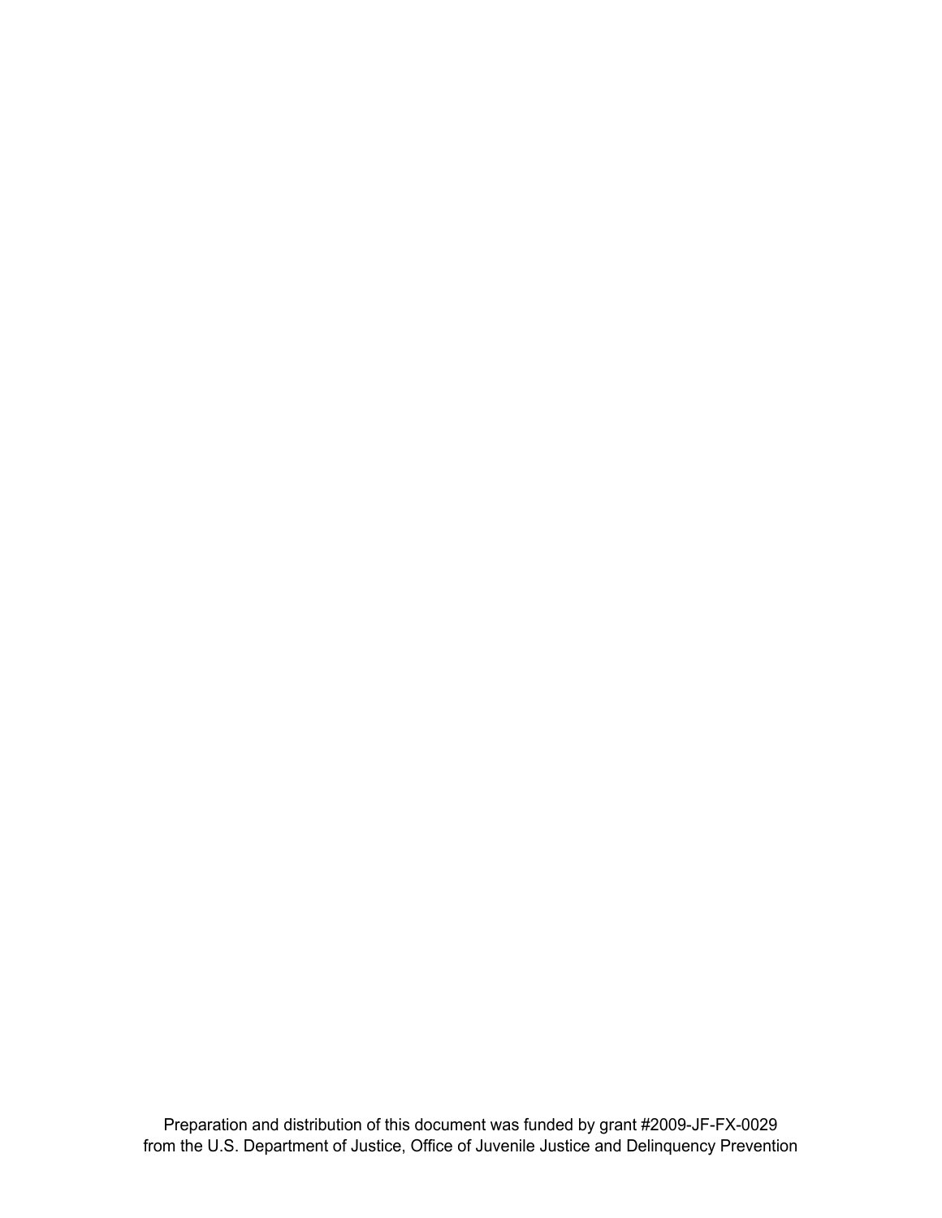Preparation and distribution of this document was funded by grant #2009-JF-FX-0029 from the U.S. Department of Justice, Office of Juvenile Justice and Delinquency Prevention